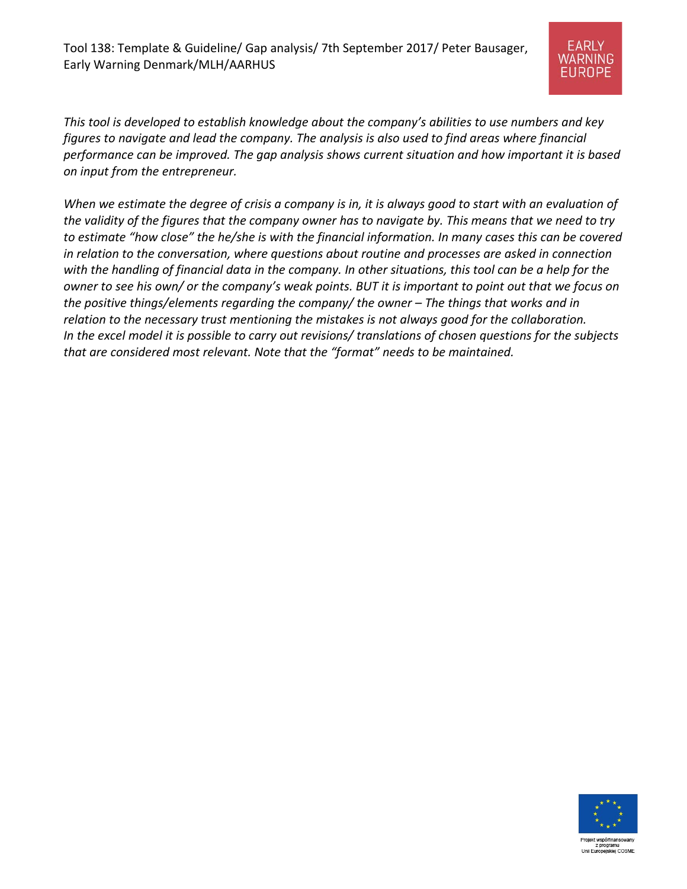Tool 138: Template & Guideline/ Gap analysis/ 7th September 2017/ Peter Bausager, Early Warning Denmark/MLH/AARHUS

EARLY WARNING EUROPE

*This tool is developed to establish knowledge about the company's abilities to use numbers and key figures to navigate and lead the company. The analysis is also used to find areas where financial performance can be improved. The gap analysis shows current situation and how important it is based on input from the entrepreneur.*

*When we estimate the degree of crisis a company is in, it is always good to start with an evaluation of the validity of the figures that the company owner has to navigate by. This means that we need to try to estimate "how close" the he/she is with the financial information. In many cases this can be covered in relation to the conversation, where questions about routine and processes are asked in connection with the handling of financial data in the company. In other situations, this tool can be a help for the owner to see his own/ or the company's weak points. BUT it is important to point out that we focus on the positive things/elements regarding the company/ the owner – The things that works and in relation to the necessary trust mentioning the mistakes is not always good for the collaboration. In the excel model it is possible to carry out revisions/ translations of chosen questions for the subjects that are considered most relevant. Note that the "format" needs to be maintained.*

Projekt współfinansowany z programu Unii Europejskiej COSME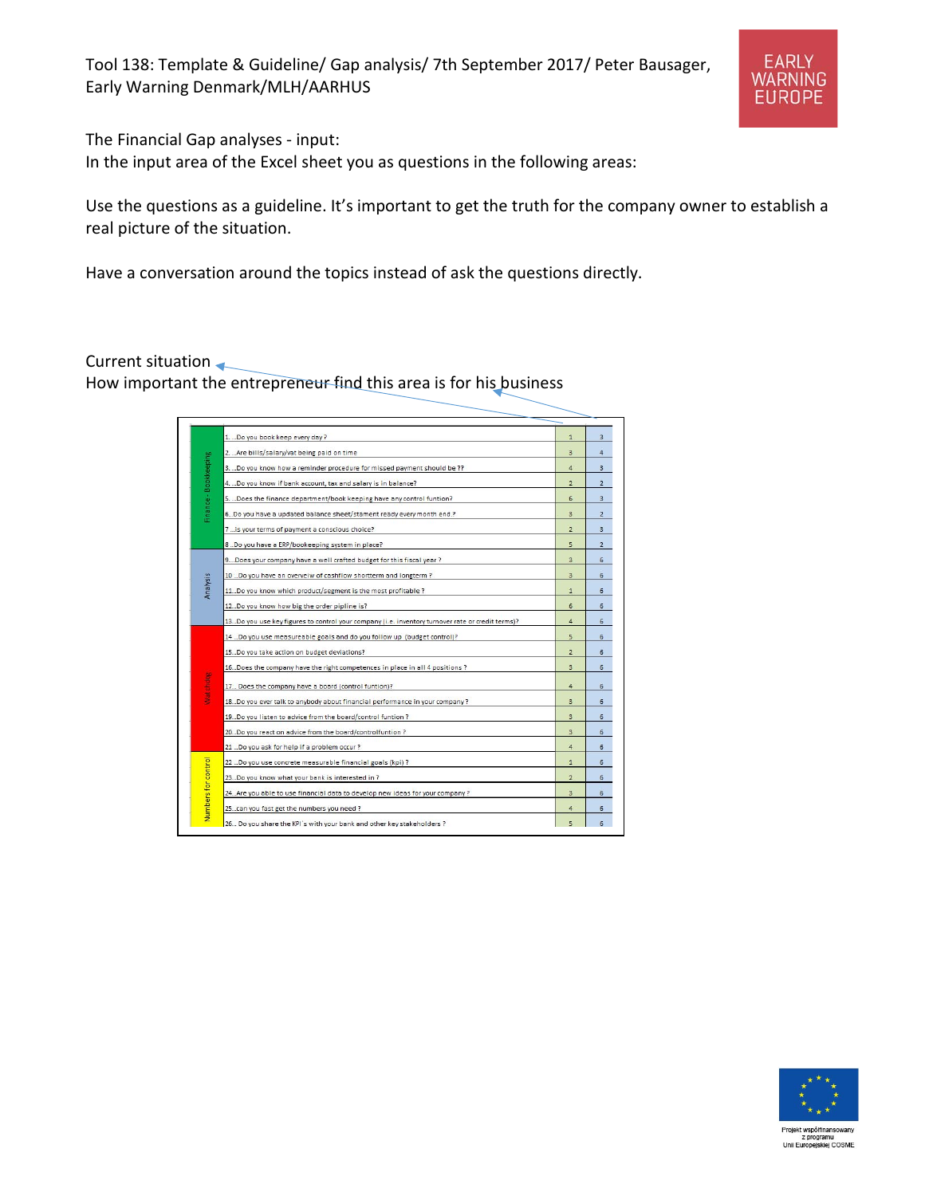The Financial Gap analyses - input:
In the input area of the Excel sheet you as questions in the following areas:

Use the questions as a guideline. It's important to get the truth for the company owner to establish a real picture of the situation.

Have a conversation around the topics instead of ask the questions directly.

Current situation
How important the entrepreneur find this area is for his business

| Area | Question | Current situation | Importance |
|---|---|---|---|
| Finance - Bookkeeping | 1. ...Do you book keep every day ? | 1 | 3 |
| | 2. ...Are bills/salary/vat being paid on time | 3 | 4 |
| | 3. ...Do you know how a reminder procedure for missed payment should be ?? | 4 | 3 |
| | 4. ...Do you know if bank account, tax and salary is in balance? | 2 | 2 |
| | 5. ...Does the finance department/book keeping have any control funtion? | 6 | 3 |
| | 6.. Do you have a updated balance sheet/stament ready every month end ? | 3 | 2 |
| | 7 ...Is your terms of payment a conscious choice? | 2 | 3 |
| | 8 ..Do you have a ERP/bookeeping system in place? | 5 | 2 |
| Analysis | 9....Does your company have a well crafted budget for this fiscal year ? | 3 | 6 |
| | 10 ...Do you have an overveiw of cashflow shortterm and longterm ? | 3 | 6 |
| | 11...Do you know which product/segment is the most profitable ? | 1 | 6 |
| | 12...Do you know how big the order pipline is? | 6 | 6 |
| | 13...Do you use key figures to control your company (i.e. inventory turnover rate or credit terms)? | 4 | 6 |
| Watchdog | 14 ...Do you use measureable goals and do you follow up (budget control)? | 5 | 6 |
| | 15...Do you take action on budget deviations? | 2 | 6 |
| | 16...Does the company have the right competences in place in all 4 positions ? | 3 | 6 |
| | 17... Does the company have a board (control funtion)? | 4 | 6 |
| | 18...Do you ever talk to anybody about financial performance in your company ? | 3 | 6 |
| | 19...Do you listen to advice from the board/control funtion ? | 3 | 6 |
| | 20...Do you react on advice from the board/controlfuntion ? | 3 | 6 |
| | 21 ...Do you ask for help if a problem occur ? | 4 | 6 |
| Numbers for control | 22 ...Do you use concrete measurable financial goals (kpi) ? | 1 | 6 |
| | 23...Do you know what your bank is interested in ? | 2 | 6 |
| | 24.. Are you able to use financial data to develop new ideas for your company ? | 3 | 6 |
| | 25...can you fast get the numbers you need ? | 4 | 6 |
| | 26... Do you share the KPI´s with your bank and other key stakeholders ? | 5 | 6 |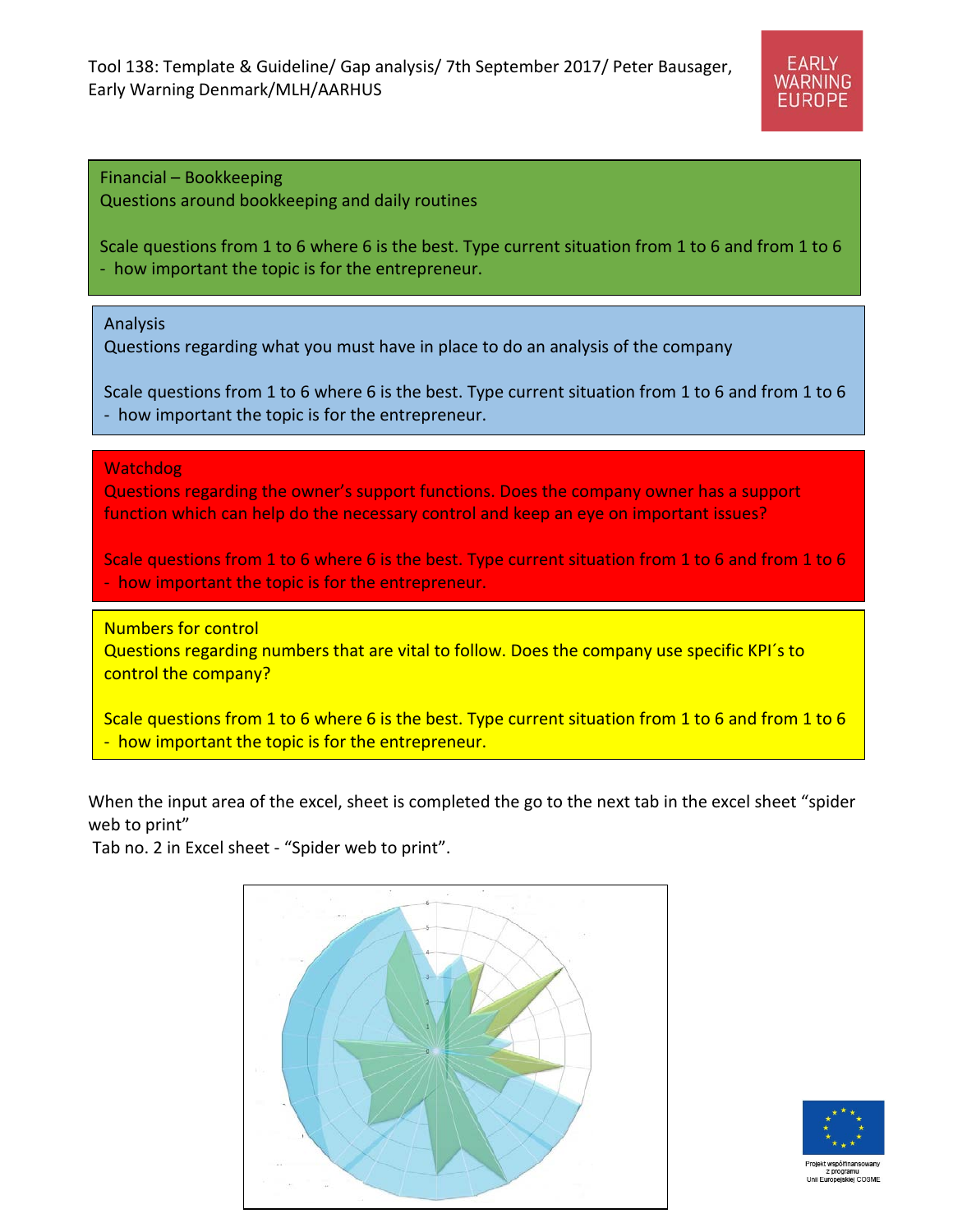Financial – Bookkeeping
Questions around bookkeeping and daily routines

Scale questions from 1 to 6 where 6 is the best. Type current situation from 1 to 6 and from 1 to 6 - how important the topic is for the entrepreneur.

Analysis
Questions regarding what you must have in place to do an analysis of the company

Scale questions from 1 to 6 where 6 is the best. Type current situation from 1 to 6 and from 1 to 6 - how important the topic is for the entrepreneur.

Watchdog
Questions regarding the owner's support functions. Does the company owner has a support function which can help do the necessary control and keep an eye on important issues?

Scale questions from 1 to 6 where 6 is the best. Type current situation from 1 to 6 and from 1 to 6 - how important the topic is for the entrepreneur.

Numbers for control
Questions regarding numbers that are vital to follow. Does the company use specific KPI´s to control the company?

Scale questions from 1 to 6 where 6 is the best. Type current situation from 1 to 6 and from 1 to 6 - how important the topic is for the entrepreneur.

When the input area of the excel, sheet is completed the go to the next tab in the excel sheet "spider web to print"

Tab no. 2 in Excel sheet - "Spider web to print".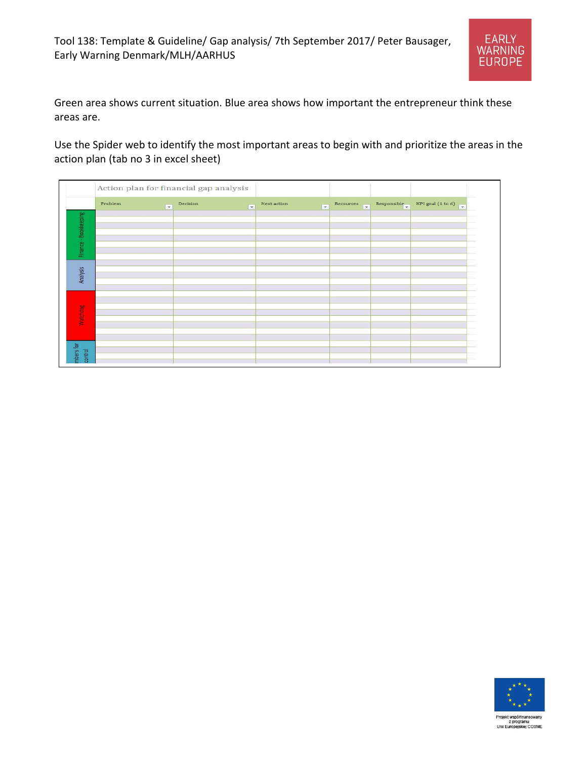Green area shows current situation. Blue area shows how important the entrepreneur think these areas are.

Use the Spider web to identify the most important areas to begin with and prioritize the areas in the action plan (tab no 3 in excel sheet)

Action plan for financial gap analysis

| | Problem | Decision | Next action | Recources | Responsible | KPI goal (1 to 6) |
|---|---|---|---|---|---|---|
| Finance - Bookkeeping | | | | | | |
| Analysis | | | | | | |
| Watchdog | | | | | | |
| mbers for control | | | | | | |